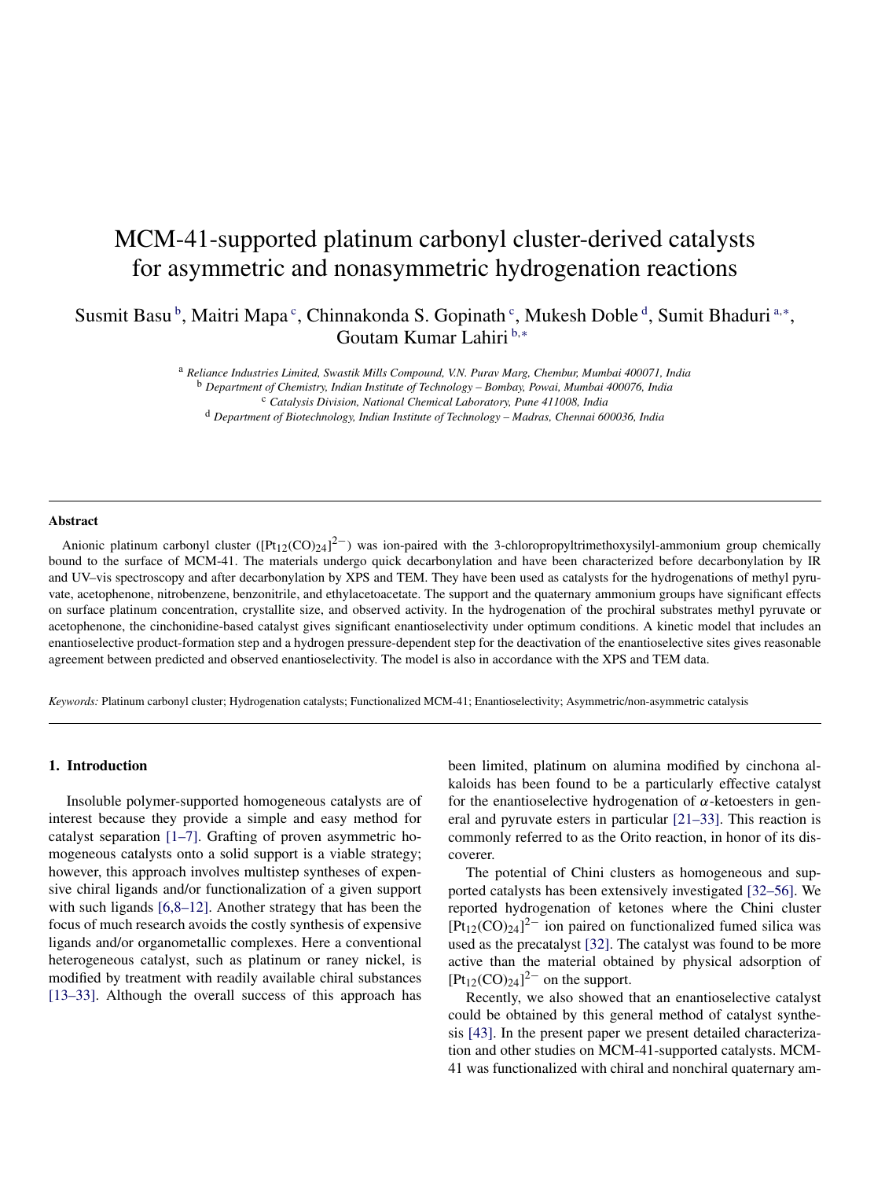# MCM-41-supported platinum carbonyl cluster-derived catalysts for asymmetric and nonasymmetric hydrogenation reactions

Susmit Basu [b], Maitri Mapa [c], Chinnakonda S. Gopinath [c], Mukesh Doble [d], Sumit Bhaduri [a,*], Goutam Kumar Lahiri [b,*]

[a] *Reliance Industries Limited, Swastik Mills Compound, V.N. Purav Marg, Chembur, Mumbai 400071, India*
[b] *Department of Chemistry, Indian Institute of Technology – Bombay, Powai, Mumbai 400076, India*
[c] *Catalysis Division, National Chemical Laboratory, Pune 411008, India*
[d] *Department of Biotechnology, Indian Institute of Technology – Madras, Chennai 600036, India*

---

**Abstract**

Anionic platinum carbonyl cluster ($[Pt_{12}(CO)_{24}]^{2-}$) was ion-paired with the 3-chloropropyltrimethoxysilyl-ammonium group chemically bound to the surface of MCM-41. The materials undergo quick decarbonylation and have been characterized before decarbonylation by IR and UV–vis spectroscopy and after decarbonylation by XPS and TEM. They have been used as catalysts for the hydrogenations of methyl pyruvate, acetophenone, nitrobenzene, benzonitrile, and ethylacetoacetate. The support and the quaternary ammonium groups have significant effects on surface platinum concentration, crystallite size, and observed activity. In the hydrogenation of the prochiral substrates methyl pyruvate or acetophenone, the cinchonidine-based catalyst gives significant enantioselectivity under optimum conditions. A kinetic model that includes an enantioselective product-formation step and a hydrogen pressure-dependent step for the deactivation of the enantioselective sites gives reasonable agreement between predicted and observed enantioselectivity. The model is also in accordance with the XPS and TEM data.

*Keywords:* Platinum carbonyl cluster; Hydrogenation catalysts; Functionalized MCM-41; Enantioselectivity; Asymmetric/non-asymmetric catalysis

---

## 1. Introduction

Insoluble polymer-supported homogeneous catalysts are of interest because they provide a simple and easy method for catalyst separation [1–7]. Grafting of proven asymmetric homogeneous catalysts onto a solid support is a viable strategy; however, this approach involves multistep syntheses of expensive chiral ligands and/or functionalization of a given support with such ligands [6,8–12]. Another strategy that has been the focus of much research avoids the costly synthesis of expensive ligands and/or organometallic complexes. Here a conventional heterogeneous catalyst, such as platinum or raney nickel, is modified by treatment with readily available chiral substances [13–33]. Although the overall success of this approach has been limited, platinum on alumina modified by cinchona alkaloids has been found to be a particularly effective catalyst for the enantioselective hydrogenation of $\alpha$-ketoesters in general and pyruvate esters in particular [21–33]. This reaction is commonly referred to as the Orito reaction, in honor of its discoverer.

The potential of Chini clusters as homogeneous and supported catalysts has been extensively investigated [32–56]. We reported hydrogenation of ketones where the Chini cluster $[Pt_{12}(CO)_{24}]^{2-}$ ion paired on functionalized fumed silica was used as the precatalyst [32]. The catalyst was found to be more active than the material obtained by physical adsorption of $[Pt_{12}(CO)_{24}]^{2-}$ on the support.

Recently, we also showed that an enantioselective catalyst could be obtained by this general method of catalyst synthesis [43]. In the present paper we present detailed characterization and other studies on MCM-41-supported catalysts. MCM-41 was functionalized with chiral and nonchiral quaternary am-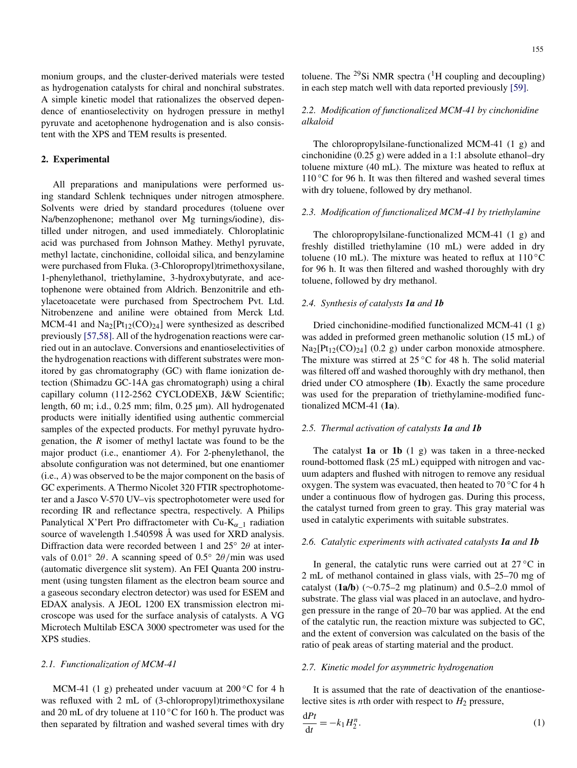monium groups, and the cluster-derived materials were tested as hydrogenation catalysts for chiral and nonchiral substrates. A simple kinetic model that rationalizes the observed dependence of enantioselectivity on hydrogen pressure in methyl pyruvate and acetophenone hydrogenation and is also consistent with the XPS and TEM results is presented.

## 2. Experimental

All preparations and manipulations were performed using standard Schlenk techniques under nitrogen atmosphere. Solvents were dried by standard procedures (toluene over Na/benzophenone; methanol over Mg turnings/iodine), distilled under nitrogen, and used immediately. Chloroplatinic acid was purchased from Johnson Mathey. Methyl pyruvate, methyl lactate, cinchonidine, colloidal silica, and benzylamine were purchased from Fluka. (3-Chloropropyl)trimethoxysilane, 1-phenylethanol, triethylamine, 3-hydroxybutyrate, and acetophenone were obtained from Aldrich. Benzonitrile and ethylacetoacetate were purchased from Spectrochem Pvt. Ltd. Nitrobenzene and aniline were obtained from Merck Ltd. MCM-41 and $Na_2[Pt_{12}(CO)_{24}]$ were synthesized as described previously [57,58]. All of the hydrogenation reactions were carried out in an autoclave. Conversions and enantioselectivities of the hydrogenation reactions with different substrates were monitored by gas chromatography (GC) with flame ionization detection (Shimadzu GC-14A gas chromatograph) using a chiral capillary column (112-2562 CYCLODEXB, J&W Scientific; length, 60 m; i.d., 0.25 mm; film, 0.25 μm). All hydrogenated products were initially identified using authentic commercial samples of the expected products. For methyl pyruvate hydrogenation, the *R* isomer of methyl lactate was found to be the major product (i.e., enantiomer *A*). For 2-phenylethanol, the absolute configuration was not determined, but one enantiomer (i.e., *A*) was observed to be the major component on the basis of GC experiments. A Thermo Nicolet 320 FTIR spectrophotometer and a Jasco V-570 UV–vis spectrophotometer were used for recording IR and reflectance spectra, respectively. A Philips Panalytical X'Pert Pro diffractometer with Cu-$K_{\alpha\_1}$ radiation source of wavelength 1.540598 Å was used for XRD analysis. Diffraction data were recorded between 1 and 25° $2\theta$ at intervals of 0.01° $2\theta$. A scanning speed of 0.5° $2\theta$/min was used (automatic divergence slit system). An FEI Quanta 200 instrument (using tungsten filament as the electron beam source and a gaseous secondary electron detector) was used for ESEM and EDAX analysis. A JEOL 1200 EX transmission electron microscope was used for the surface analysis of catalysts. A VG Microtech Multilab ESCA 3000 spectrometer was used for the XPS studies.

### 2.1. Functionalization of MCM-41

MCM-41 (1 g) preheated under vacuum at 200 °C for 4 h was refluxed with 2 mL of (3-chloropropyl)trimethoxysilane and 20 mL of dry toluene at 110 °C for 160 h. The product was then separated by filtration and washed several times with dry toluene. The $^{29}$Si NMR spectra ($^{1}$H coupling and decoupling) in each step match well with data reported previously [59].

### 2.2. Modification of functionalized MCM-41 by cinchonidine alkaloid

The chloropropylsilane-functionalized MCM-41 (1 g) and cinchonidine (0.25 g) were added in a 1:1 absolute ethanol–dry toluene mixture (40 mL). The mixture was heated to reflux at 110 °C for 96 h. It was then filtered and washed several times with dry toluene, followed by dry methanol.

### 2.3. Modification of functionalized MCM-41 by triethylamine

The chloropropylsilane-functionalized MCM-41 (1 g) and freshly distilled triethylamine (10 mL) were added in dry toluene (10 mL). The mixture was heated to reflux at 110 °C for 96 h. It was then filtered and washed thoroughly with dry toluene, followed by dry methanol.

### 2.4. Synthesis of catalysts ***1a*** and ***1b***

Dried cinchonidine-modified functionalized MCM-41 (1 g) was added in preformed green methanolic solution (15 mL) of $Na_2[Pt_{12}(CO)_{24}]$ (0.2 g) under carbon monoxide atmosphere. The mixture was stirred at 25 °C for 48 h. The solid material was filtered off and washed thoroughly with dry methanol, then dried under CO atmosphere (**1b**). Exactly the same procedure was used for the preparation of triethylamine-modified functionalized MCM-41 (**1a**).

### 2.5. Thermal activation of catalysts ***1a*** and ***1b***

The catalyst **1a** or **1b** (1 g) was taken in a three-necked round-bottomed flask (25 mL) equipped with nitrogen and vacuum adapters and flushed with nitrogen to remove any residual oxygen. The system was evacuated, then heated to 70 °C for 4 h under a continuous flow of hydrogen gas. During this process, the catalyst turned from green to gray. This gray material was used in catalytic experiments with suitable substrates.

### 2.6. Catalytic experiments with activated catalysts ***1a*** and ***1b***

In general, the catalytic runs were carried out at 27 °C in 2 mL of methanol contained in glass vials, with 25–70 mg of catalyst (**1a/b**) (∼0.75–2 mg platinum) and 0.5–2.0 mmol of substrate. The glass vial was placed in an autoclave, and hydrogen pressure in the range of 20–70 bar was applied. At the end of the catalytic run, the reaction mixture was subjected to GC, and the extent of conversion was calculated on the basis of the ratio of peak areas of starting material and the product.

### 2.7. Kinetic model for asymmetric hydrogenation

It is assumed that the rate of deactivation of the enantioselective sites is *n*th order with respect to $H_2$ pressure,

$$\frac{dPt}{dt} = -k_1 H_2^n. \tag{1}$$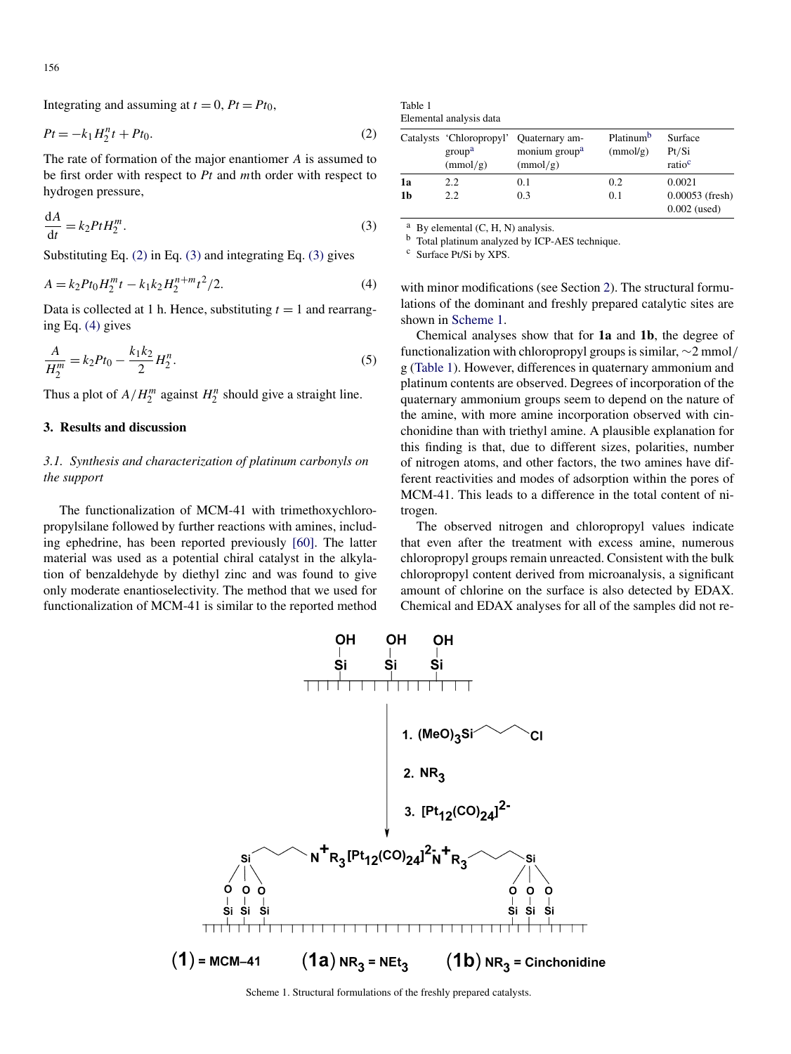Integrating and assuming at $t = 0$, $Pt = Pt_0$,

$$Pt = -k_1 H_2^n t + Pt_0. \quad (2)$$

The rate of formation of the major enantiomer $A$ is assumed to be first order with respect to $Pt$ and $m$th order with respect to hydrogen pressure,

$$\frac{dA}{dt} = k_2 Pt H_2^m. \quad (3)$$

Substituting Eq. (2) in Eq. (3) and integrating Eq. (3) gives

$$A = k_2 Pt_0 H_2^m t - k_1 k_2 H_2^{n+m} t^2/2. \quad (4)$$

Data is collected at 1 h. Hence, substituting $t = 1$ and rearranging Eq. (4) gives

$$\frac{A}{H_2^m} = k_2 Pt_0 - \frac{k_1 k_2}{2} H_2^n. \quad (5)$$

Thus a plot of $A/H_2^m$ against $H_2^n$ should give a straight line.

## 3. Results and discussion

### 3.1. Synthesis and characterization of platinum carbonyls on the support

The functionalization of MCM-41 with trimethoxychloropropylsilane followed by further reactions with amines, including ephedrine, has been reported previously [60]. The latter material was used as a potential chiral catalyst in the alkylation of benzaldehyde by diethyl zinc and was found to give only moderate enantioselectivity. The method that we used for functionalization of MCM-41 is similar to the reported method with minor modifications (see Section 2). The structural formulations of the dominant and freshly prepared catalytic sites are shown in Scheme 1.

Table 1
Elemental analysis data

| Catalysts | 'Chloropropyl' group[a] (mmol/g) | Quaternary ammonium group[a] (mmol/g) | Platinum[b] (mmol/g) | Surface Pt/Si ratio[c] |
|---|---|---|---|---|
| **1a** | 2.2 | 0.1 | 0.2 | 0.0021 |
| **1b** | 2.2 | 0.3 | 0.1 | 0.00053 (fresh) 0.002 (used) |

[a] By elemental (C, H, N) analysis.
[b] Total platinum analyzed by ICP-AES technique.
[c] Surface Pt/Si by XPS.

Chemical analyses show that for **1a** and **1b**, the degree of functionalization with chloropropyl groups is similar, ~2 mmol/g (Table 1). However, differences in quaternary ammonium and platinum contents are observed. Degrees of incorporation of the quaternary ammonium groups seem to depend on the nature of the amine, with more amine incorporation observed with cinchonidine than with triethyl amine. A plausible explanation for this finding is that, due to different sizes, polarities, number of nitrogen atoms, and other factors, the two amines have different reactivities and modes of adsorption within the pores of MCM-41. This leads to a difference in the total content of nitrogen.

The observed nitrogen and chloropropyl values indicate that even after the treatment with excess amine, numerous chloropropyl groups remain unreacted. Consistent with the bulk chloropropyl content derived from microanalysis, a significant amount of chlorine on the surface is also detected by EDAX. Chemical and EDAX analyses for all of the samples did not re-

Reaction steps: 1. $(MeO)_3Si$–(CH$_2$)$_3$–Cl; 2. $NR_3$; 3. $[Pt_{12}(CO)_{24}]^{2-}$

Product: Si–(CH$_2$)$_3$–$N^+R_3$ $[Pt_{12}(CO)_{24}]^{2-}$ $N^+R_3$–(CH$_2$)$_3$–Si anchored via O–Si to the support.

**(1)** = MCM–41 **(1a)** $NR_3 = NEt_3$ **(1b)** $NR_3$ = Cinchonidine

Scheme 1. Structural formulations of the freshly prepared catalysts.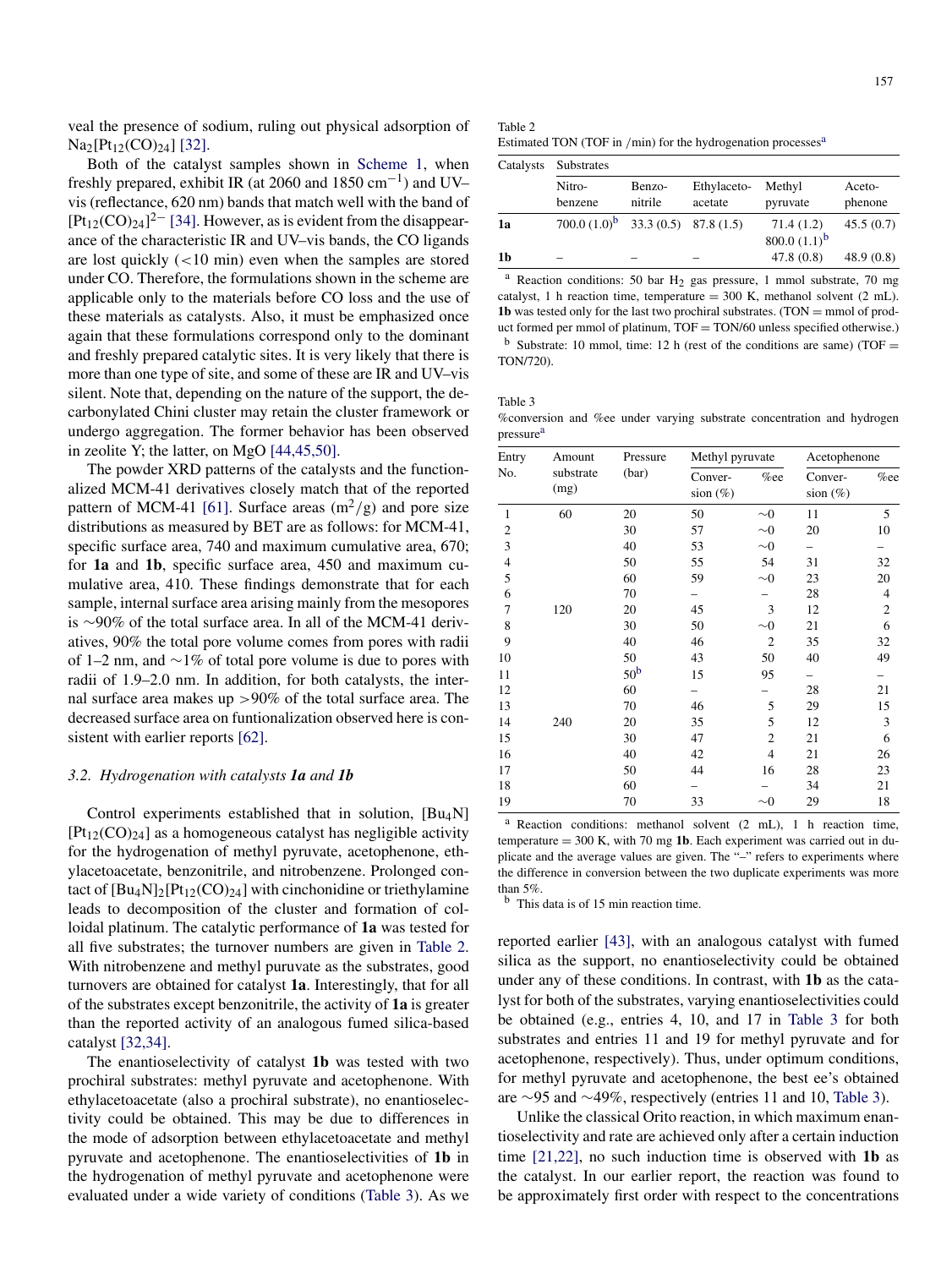veal the presence of sodium, ruling out physical adsorption of $Na_2[Pt_{12}(CO)_{24}]$ [32].

Both of the catalyst samples shown in Scheme 1, when freshly prepared, exhibit IR (at 2060 and 1850 $cm^{-1}$) and UV–vis (reflectance, 620 nm) bands that match well with the band of $[Pt_{12}(CO)_{24}]^{2-}$ [34]. However, as is evident from the disappearance of the characteristic IR and UV–vis bands, the CO ligands are lost quickly (<10 min) even when the samples are stored under CO. Therefore, the formulations shown in the scheme are applicable only to the materials before CO loss and the use of these materials as catalysts. Also, it must be emphasized once again that these formulations correspond only to the dominant and freshly prepared catalytic sites. It is very likely that there is more than one type of site, and some of these are IR and UV–vis silent. Note that, depending on the nature of the support, the decarbonylated Chini cluster may retain the cluster framework or undergo aggregation. The former behavior has been observed in zeolite Y; the latter, on MgO [44,45,50].

The powder XRD patterns of the catalysts and the functionalized MCM-41 derivatives closely match that of the reported pattern of MCM-41 [61]. Surface areas ($m^2/g$) and pore size distributions as measured by BET are as follows: for MCM-41, specific surface area, 740 and maximum cumulative area, 670; for **1a** and **1b**, specific surface area, 450 and maximum cumulative area, 410. These findings demonstrate that for each sample, internal surface area arising mainly from the mesopores is ~90% of the total surface area. In all of the MCM-41 derivatives, 90% the total pore volume comes from pores with radii of 1–2 nm, and ~1% of total pore volume is due to pores with radii of 1.9–2.0 nm. In addition, for both catalysts, the internal surface area makes up >90% of the total surface area. The decreased surface area on funtionalization observed here is consistent with earlier reports [62].

### 3.2. Hydrogenation with catalysts *1a* and *1b*

Control experiments established that in solution, $[Bu_4N][Pt_{12}(CO)_{24}]$ as a homogeneous catalyst has negligible activity for the hydrogenation of methyl pyruvate, acetophenone, ethylacetoacetate, benzonitrile, and nitrobenzene. Prolonged contact of $[Bu_4N]_2[Pt_{12}(CO)_{24}]$ with cinchonidine or triethylamine leads to decomposition of the cluster and formation of colloidal platinum. The catalytic performance of **1a** was tested for all five substrates; the turnover numbers are given in Table 2. With nitrobenzene and methyl puruvate as the substrates, good turnovers are obtained for catalyst **1a**. Interestingly, that for all of the substrates except benzonitrile, the activity of **1a** is greater than the reported activity of an analogous fumed silica-based catalyst [32,34].

The enantioselectivity of catalyst **1b** was tested with two prochiral substrates: methyl pyruvate and acetophenone. With ethylacetoacetate (also a prochiral substrate), no enantioselectivity could be obtained. This may be due to differences in the mode of adsorption between ethylacetoacetate and methyl pyruvate and acetophenone. The enantioselectivities of **1b** in the hydrogenation of methyl pyruvate and acetophenone were evaluated under a wide variety of conditions (Table 3). As we

Table 2
Estimated TON (TOF in /min) for the hydrogenation processes[a]

| Catalysts | Substrates | | | | |
|---|---|---|---|---|---|
| | Nitro-benzene | Benzo-nitrile | Ethylaceto-acetate | Methyl pyruvate | Aceto-phenone |
| **1a** | 700.0 (1.0)[b] | 33.3 (0.5) | 87.8 (1.5) | 71.4 (1.2) 800.0 (1.1)[b] | 45.5 (0.7) |
| **1b** | – | – | – | 47.8 (0.8) | 48.9 (0.8) |

[a] Reaction conditions: 50 bar $H_2$ gas pressure, 1 mmol substrate, 70 mg catalyst, 1 h reaction time, temperature = 300 K, methanol solvent (2 mL). **1b** was tested only for the last two prochiral substrates. (TON = mmol of product formed per mmol of platinum, TOF = TON/60 unless specified otherwise.)
[b] Substrate: 10 mmol, time: 12 h (rest of the conditions are same) (TOF = TON/720).

Table 3
%conversion and %ee under varying substrate concentration and hydrogen pressure[a]

| Entry No. | Amount substrate (mg) | Pressure (bar) | Methyl pyruvate | | Acetophenone | |
|---|---|---|---|---|---|---|
| | | | Conversion (%) | %ee | Conversion (%) | %ee |
| 1 | 60 | 20 | 50 | ~0 | 11 | 5 |
| 2 | | 30 | 57 | ~0 | 20 | 10 |
| 3 | | 40 | 53 | ~0 | – | – |
| 4 | | 50 | 55 | 54 | 31 | 32 |
| 5 | | 60 | 59 | ~0 | 23 | 20 |
| 6 | | 70 | – | – | 28 | 4 |
| 7 | 120 | 20 | 45 | 3 | 12 | 2 |
| 8 | | 30 | 50 | ~0 | 21 | 6 |
| 9 | | 40 | 46 | 2 | 35 | 32 |
| 10 | | 50 | 43 | 50 | 40 | 49 |
| 11 | | 50[b] | 15 | 95 | – | – |
| 12 | | 60 | – | – | 28 | 21 |
| 13 | | 70 | 46 | 5 | 29 | 15 |
| 14 | 240 | 20 | 35 | 5 | 12 | 3 |
| 15 | | 30 | 47 | 2 | 21 | 6 |
| 16 | | 40 | 42 | 4 | 21 | 26 |
| 17 | | 50 | 44 | 16 | 28 | 23 |
| 18 | | 60 | – | – | 34 | 21 |
| 19 | | 70 | 33 | ~0 | 29 | 18 |

[a] Reaction conditions: methanol solvent (2 mL), 1 h reaction time, temperature = 300 K, with 70 mg **1b**. Each experiment was carried out in duplicate and the average values are given. The "–" refers to experiments where the difference in conversion between the two duplicate experiments was more than 5%.
[b] This data is of 15 min reaction time.

reported earlier [43], with an analogous catalyst with fumed silica as the support, no enantioselectivity could be obtained under any of these conditions. In contrast, with **1b** as the catalyst for both of the substrates, varying enantioselectivities could be obtained (e.g., entries 4, 10, and 17 in Table 3 for both substrates and entries 11 and 19 for methyl pyruvate and for acetophenone, respectively). Thus, under optimum conditions, for methyl pyruvate and acetophenone, the best ee's obtained are ~95 and ~49%, respectively (entries 11 and 10, Table 3).

Unlike the classical Orito reaction, in which maximum enantioselectivity and rate are achieved only after a certain induction time [21,22], no such induction time is observed with **1b** as the catalyst. In our earlier report, the reaction was found to be approximately first order with respect to the concentrations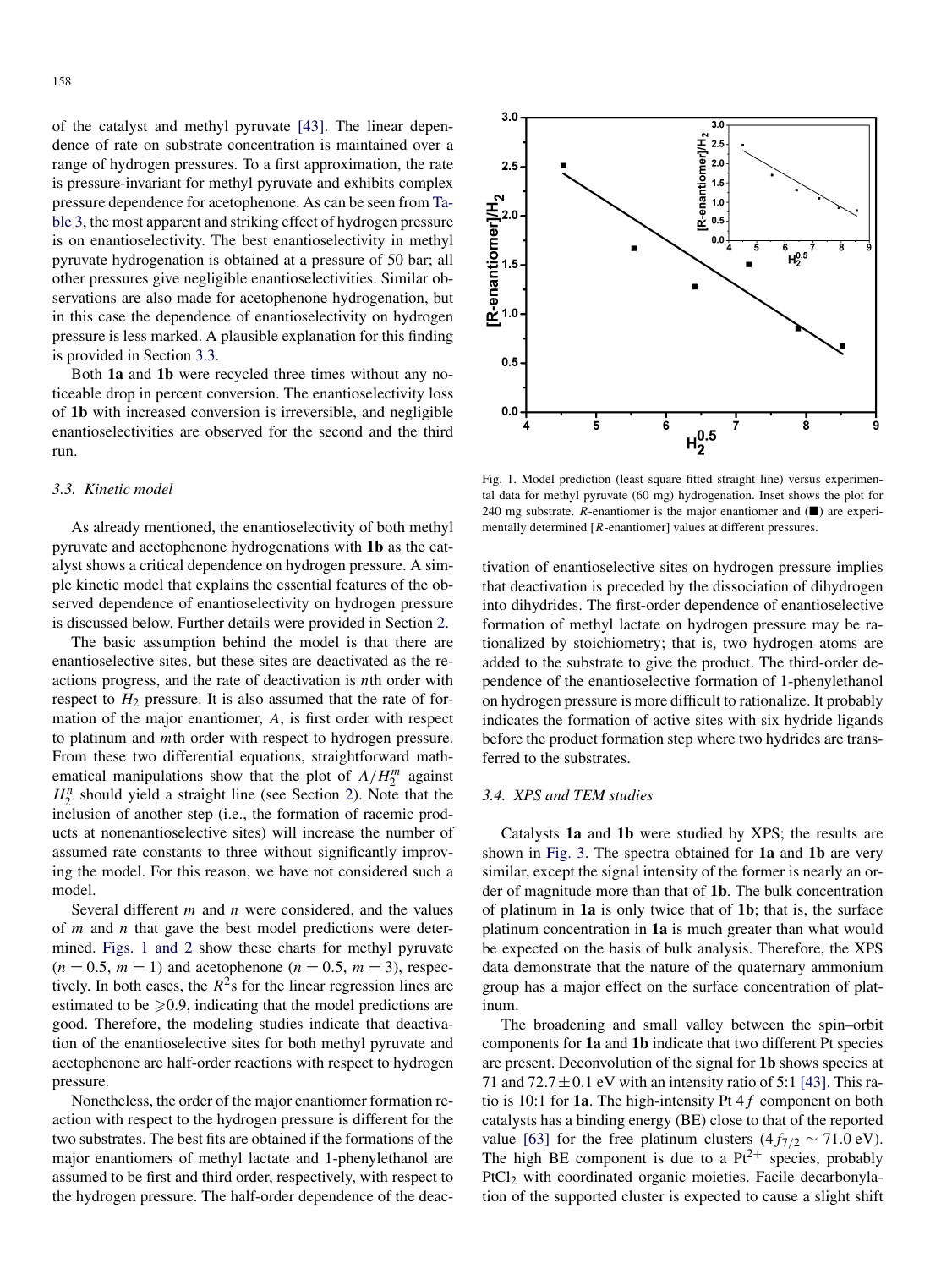of the catalyst and methyl pyruvate [43]. The linear dependence of rate on substrate concentration is maintained over a range of hydrogen pressures. To a first approximation, the rate is pressure-invariant for methyl pyruvate and exhibits complex pressure dependence for acetophenone. As can be seen from Table 3, the most apparent and striking effect of hydrogen pressure is on enantioselectivity. The best enantioselectivity in methyl pyruvate hydrogenation is obtained at a pressure of 50 bar; all other pressures give negligible enantioselectivities. Similar observations are also made for acetophenone hydrogenation, but in this case the dependence of enantioselectivity on hydrogen pressure is less marked. A plausible explanation for this finding is provided in Section 3.3.

Both **1a** and **1b** were recycled three times without any noticeable drop in percent conversion. The enantioselectivity loss of **1b** with increased conversion is irreversible, and negligible enantioselectivities are observed for the second and the third run.

### 3.3. Kinetic model

As already mentioned, the enantioselectivity of both methyl pyruvate and acetophenone hydrogenations with **1b** as the catalyst shows a critical dependence on hydrogen pressure. A simple kinetic model that explains the essential features of the observed dependence of enantioselectivity on hydrogen pressure is discussed below. Further details were provided in Section 2.

The basic assumption behind the model is that there are enantioselective sites, but these sites are deactivated as the reactions progress, and the rate of deactivation is *n*th order with respect to $H_2$ pressure. It is also assumed that the rate of formation of the major enantiomer, *A*, is first order with respect to platinum and *m*th order with respect to hydrogen pressure. From these two differential equations, straightforward mathematical manipulations show that the plot of $A/H_2^m$ against $H_2^n$ should yield a straight line (see Section 2). Note that the inclusion of another step (i.e., the formation of racemic products at nonenantioselective sites) will increase the number of assumed rate constants to three without significantly improving the model. For this reason, we have not considered such a model.

Several different *m* and *n* were considered, and the values of *m* and *n* that gave the best model predictions were determined. Figs. 1 and 2 show these charts for methyl pyruvate ($n = 0.5$, $m = 1$) and acetophenone ($n = 0.5$, $m = 3$), respectively. In both cases, the $R^2$s for the linear regression lines are estimated to be $\geqslant 0.9$, indicating that the model predictions are good. Therefore, the modeling studies indicate that deactivation of the enantioselective sites for both methyl pyruvate and acetophenone are half-order reactions with respect to hydrogen pressure.

Nonetheless, the order of the major enantiomer formation reaction with respect to the hydrogen pressure is different for the two substrates. The best fits are obtained if the formations of the major enantiomers of methyl lactate and 1-phenylethanol are assumed to be first and third order, respectively, with respect to the hydrogen pressure. The half-order dependence of the deactivation of enantioselective sites on hydrogen pressure implies that deactivation is preceded by the dissociation of dihydrogen into dihydrides. The first-order dependence of enantioselective formation of methyl lactate on hydrogen pressure may be rationalized by stoichiometry; that is, two hydrogen atoms are added to the substrate to give the product. The third-order dependence of the enantioselective formation of 1-phenylethanol on hydrogen pressure is more difficult to rationalize. It probably indicates the formation of active sites with six hydride ligands before the product formation step where two hydrides are transferred to the substrates.

Fig. 1. Model prediction (least square fitted straight line) versus experimental data for methyl pyruvate (60 mg) hydrogenation. Inset shows the plot for 240 mg substrate. *R*-enantiomer is the major enantiomer and (■) are experimentally determined [*R*-enantiomer] values at different pressures.

### 3.4. XPS and TEM studies

Catalysts **1a** and **1b** were studied by XPS; the results are shown in Fig. 3. The spectra obtained for **1a** and **1b** are very similar, except the signal intensity of the former is nearly an order of magnitude more than that of **1b**. The bulk concentration of platinum in **1a** is only twice that of **1b**; that is, the surface platinum concentration in **1a** is much greater than what would be expected on the basis of bulk analysis. Therefore, the XPS data demonstrate that the nature of the quaternary ammonium group has a major effect on the surface concentration of platinum.

The broadening and small valley between the spin–orbit components for **1a** and **1b** indicate that two different Pt species are present. Deconvolution of the signal for **1b** shows species at 71 and $72.7 \pm 0.1$ eV with an intensity ratio of 5:1 [43]. This ratio is 10:1 for **1a**. The high-intensity Pt 4*f* component on both catalysts has a binding energy (BE) close to that of the reported value [63] for the free platinum clusters ($4f_{7/2} \sim 71.0$ eV). The high BE component is due to a $Pt^{2+}$ species, probably $PtCl_2$ with coordinated organic moieties. Facile decarbonylation of the supported cluster is expected to cause a slight shift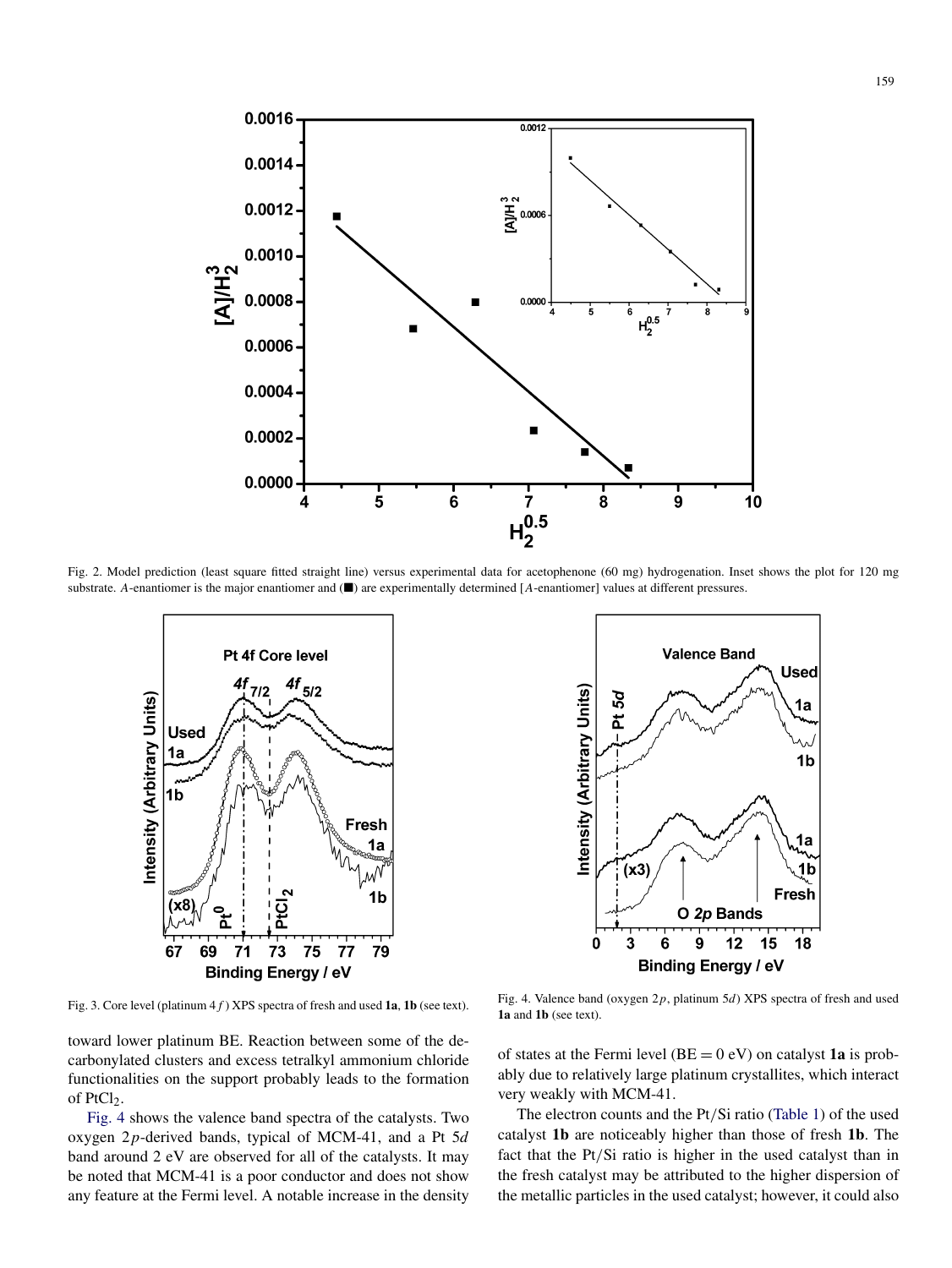Fig. 2. Model prediction (least square fitted straight line) versus experimental data for acetophenone (60 mg) hydrogenation. Inset shows the plot for 120 mg substrate. *A*-enantiomer is the major enantiomer and (■) are experimentally determined [*A*-enantiomer] values at different pressures.

Fig. 3. Core level (platinum 4*f*) XPS spectra of fresh and used **1a**, **1b** (see text).

Fig. 4. Valence band (oxygen 2*p*, platinum 5*d*) XPS spectra of fresh and used **1a** and **1b** (see text).

toward lower platinum BE. Reaction between some of the decarbonylated clusters and excess tetralkyl ammonium chloride functionalities on the support probably leads to the formation of $PtCl_2$.

Fig. 4 shows the valence band spectra of the catalysts. Two oxygen 2*p*-derived bands, typical of MCM-41, and a Pt 5*d* band around 2 eV are observed for all of the catalysts. It may be noted that MCM-41 is a poor conductor and does not show any feature at the Fermi level. A notable increase in the density of states at the Fermi level (BE = 0 eV) on catalyst **1a** is probably due to relatively large platinum crystallites, which interact very weakly with MCM-41.

The electron counts and the Pt/Si ratio (Table 1) of the used catalyst **1b** are noticeably higher than those of fresh **1b**. The fact that the Pt/Si ratio is higher in the used catalyst than in the fresh catalyst may be attributed to the higher dispersion of the metallic particles in the used catalyst; however, it could also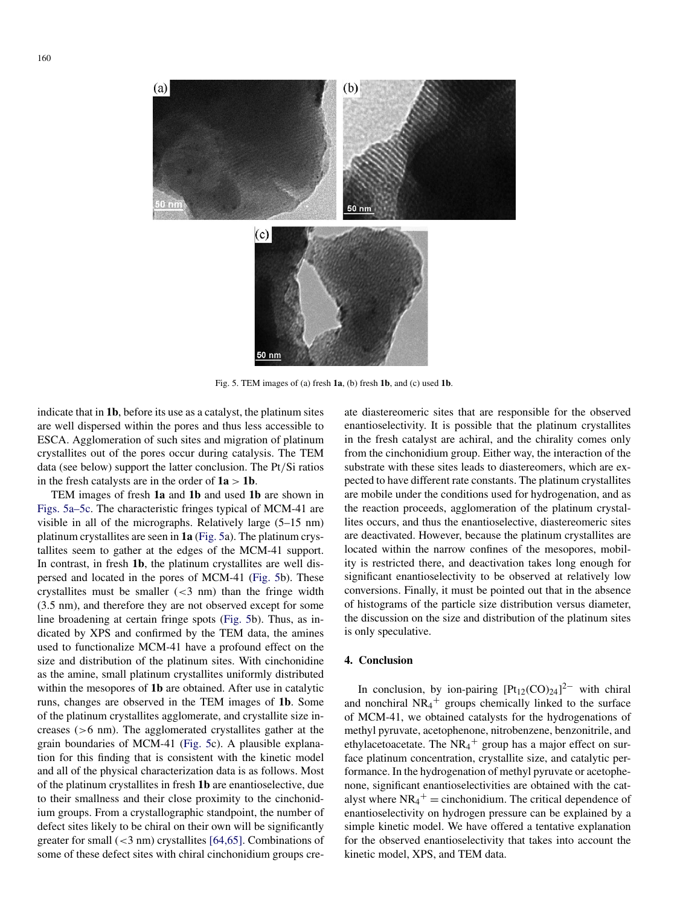Fig. 5. TEM images of (a) fresh **1a**, (b) fresh **1b**, and (c) used **1b**.

indicate that in **1b**, before its use as a catalyst, the platinum sites are well dispersed within the pores and thus less accessible to ESCA. Agglomeration of such sites and migration of platinum crystallites out of the pores occur during catalysis. The TEM data (see below) support the latter conclusion. The Pt/Si ratios in the fresh catalysts are in the order of **1a** > **1b**.

TEM images of fresh **1a** and **1b** and used **1b** are shown in Figs. 5a–5c. The characteristic fringes typical of MCM-41 are visible in all of the micrographs. Relatively large (5–15 nm) platinum crystallites are seen in **1a** (Fig. 5a). The platinum crystallites seem to gather at the edges of the MCM-41 support. In contrast, in fresh **1b**, the platinum crystallites are well dispersed and located in the pores of MCM-41 (Fig. 5b). These crystallites must be smaller (<3 nm) than the fringe width (3.5 nm), and therefore they are not observed except for some line broadening at certain fringe spots (Fig. 5b). Thus, as indicated by XPS and confirmed by the TEM data, the amines used to functionalize MCM-41 have a profound effect on the size and distribution of the platinum sites. With cinchonidine as the amine, small platinum crystallites uniformly distributed within the mesopores of **1b** are obtained. After use in catalytic runs, changes are observed in the TEM images of **1b**. Some of the platinum crystallites agglomerate, and crystallite size increases (>6 nm). The agglomerated crystallites gather at the grain boundaries of MCM-41 (Fig. 5c). A plausible explanation for this finding that is consistent with the kinetic model and all of the physical characterization data is as follows. Most of the platinum crystallites in fresh **1b** are enantioselective, due to their smallness and their close proximity to the cinchonidium groups. From a crystallographic standpoint, the number of defect sites likely to be chiral on their own will be significantly greater for small (<3 nm) crystallites [64,65]. Combinations of some of these defect sites with chiral cinchonidium groups create diastereomeric sites that are responsible for the observed enantioselectivity. It is possible that the platinum crystallites in the fresh catalyst are achiral, and the chirality comes only from the cinchonidium group. Either way, the interaction of the substrate with these sites leads to diastereomers, which are expected to have different rate constants. The platinum crystallites are mobile under the conditions used for hydrogenation, and as the reaction proceeds, agglomeration of the platinum crystallites occurs, and thus the enantioselective, diastereomeric sites are deactivated. However, because the platinum crystallites are located within the narrow confines of the mesopores, mobility is restricted there, and deactivation takes long enough for significant enantioselectivity to be observed at relatively low conversions. Finally, it must be pointed out that in the absence of histograms of the particle size distribution versus diameter, the discussion on the size and distribution of the platinum sites is only speculative.

## 4. Conclusion

In conclusion, by ion-pairing $[Pt_{12}(CO)_{24}]^{2-}$ with chiral and nonchiral $NR_4^+$ groups chemically linked to the surface of MCM-41, we obtained catalysts for the hydrogenations of methyl pyruvate, acetophenone, nitrobenzene, benzonitrile, and ethylacetoacetate. The $NR_4^+$ group has a major effect on surface platinum concentration, crystallite size, and catalytic performance. In the hydrogenation of methyl pyruvate or acetophenone, significant enantioselectivities are obtained with the catalyst where $NR_4^+$ = cinchonidium. The critical dependence of enantioselectivity on hydrogen pressure can be explained by a simple kinetic model. We have offered a tentative explanation for the observed enantioselectivity that takes into account the kinetic model, XPS, and TEM data.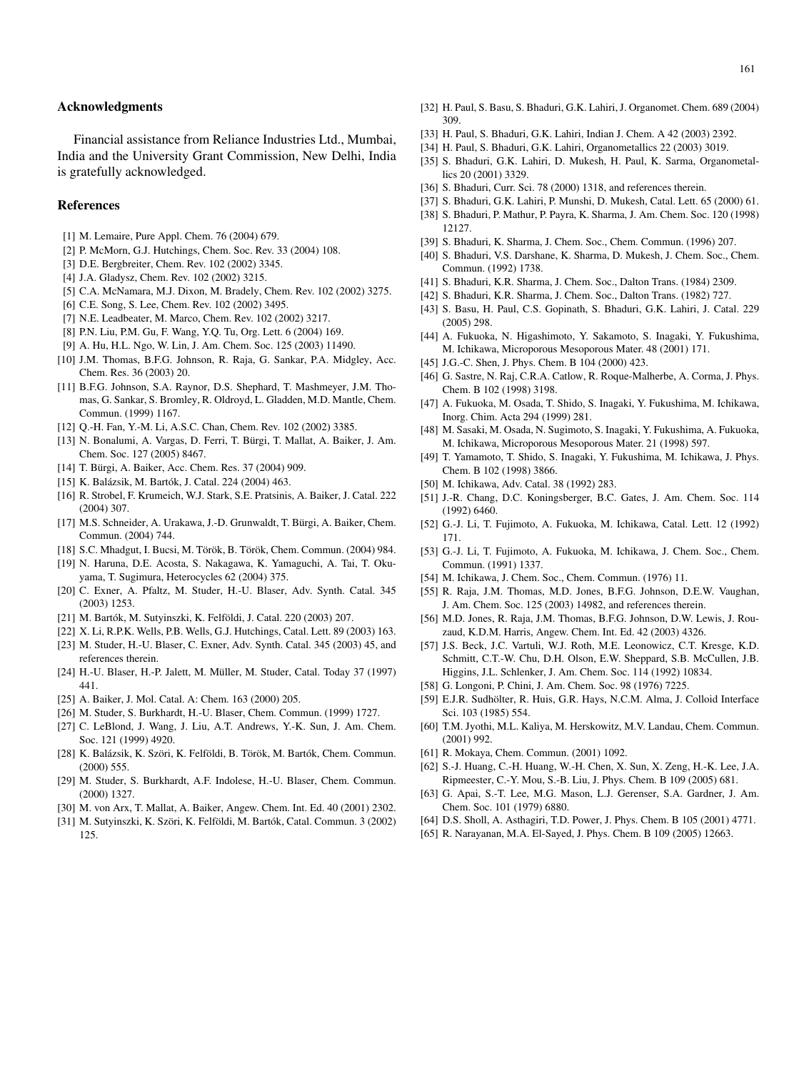## Acknowledgments

Financial assistance from Reliance Industries Ltd., Mumbai, India and the University Grant Commission, New Delhi, India is gratefully acknowledged.

## References

[1] M. Lemaire, Pure Appl. Chem. 76 (2004) 679.
[2] P. McMorn, G.J. Hutchings, Chem. Soc. Rev. 33 (2004) 108.
[3] D.E. Bergbreiter, Chem. Rev. 102 (2002) 3345.
[4] J.A. Gladysz, Chem. Rev. 102 (2002) 3215.
[5] C.A. McNamara, M.J. Dixon, M. Bradely, Chem. Rev. 102 (2002) 3275.
[6] C.E. Song, S. Lee, Chem. Rev. 102 (2002) 3495.
[7] N.E. Leadbeater, M. Marco, Chem. Rev. 102 (2002) 3217.
[8] P.N. Liu, P.M. Gu, F. Wang, Y.Q. Tu, Org. Lett. 6 (2004) 169.
[9] A. Hu, H.L. Ngo, W. Lin, J. Am. Chem. Soc. 125 (2003) 11490.
[10] J.M. Thomas, B.F.G. Johnson, R. Raja, G. Sankar, P.A. Midgley, Acc. Chem. Res. 36 (2003) 20.
[11] B.F.G. Johnson, S.A. Raynor, D.S. Shephard, T. Mashmeyer, J.M. Thomas, G. Sankar, S. Bromley, R. Oldroyd, L. Gladden, M.D. Mantle, Chem. Commun. (1999) 1167.
[12] Q.-H. Fan, Y.-M. Li, A.S.C. Chan, Chem. Rev. 102 (2002) 3385.
[13] N. Bonalumi, A. Vargas, D. Ferri, T. Bürgi, T. Mallat, A. Baiker, J. Am. Chem. Soc. 127 (2005) 8467.
[14] T. Bürgi, A. Baiker, Acc. Chem. Res. 37 (2004) 909.
[15] K. Balázsik, M. Bartók, J. Catal. 224 (2004) 463.
[16] R. Strobel, F. Krumeich, W.J. Stark, S.E. Pratsinis, A. Baiker, J. Catal. 222 (2004) 307.
[17] M.S. Schneider, A. Urakawa, J.-D. Grunwaldt, T. Bürgi, A. Baiker, Chem. Commun. (2004) 744.
[18] S.C. Mhadgut, I. Bucsi, M. Török, B. Török, Chem. Commun. (2004) 984.
[19] N. Haruna, D.E. Acosta, S. Nakagawa, K. Yamaguchi, A. Tai, T. Okuyama, T. Sugimura, Heterocycles 62 (2004) 375.
[20] C. Exner, A. Pfaltz, M. Studer, H.-U. Blaser, Adv. Synth. Catal. 345 (2003) 1253.
[21] M. Bartók, M. Sutyinszki, K. Felföldi, J. Catal. 220 (2003) 207.
[22] X. Li, R.P.K. Wells, P.B. Wells, G.J. Hutchings, Catal. Lett. 89 (2003) 163.
[23] M. Studer, H.-U. Blaser, C. Exner, Adv. Synth. Catal. 345 (2003) 45, and references therein.
[24] H.-U. Blaser, H.-P. Jalett, M. Müller, M. Studer, Catal. Today 37 (1997) 441.
[25] A. Baiker, J. Mol. Catal. A: Chem. 163 (2000) 205.
[26] M. Studer, S. Burkhardt, H.-U. Blaser, Chem. Commun. (1999) 1727.
[27] C. LeBlond, J. Wang, J. Liu, A.T. Andrews, Y.-K. Sun, J. Am. Chem. Soc. 121 (1999) 4920.
[28] K. Balázsik, K. Szöri, K. Felföldi, B. Török, M. Bartók, Chem. Commun. (2000) 555.
[29] M. Studer, S. Burkhardt, A.F. Indolese, H.-U. Blaser, Chem. Commun. (2000) 1327.
[30] M. von Arx, T. Mallat, A. Baiker, Angew. Chem. Int. Ed. 40 (2001) 2302.
[31] M. Sutyinszki, K. Szöri, K. Felföldi, M. Bartók, Catal. Commun. 3 (2002) 125.
[32] H. Paul, S. Basu, S. Bhaduri, G.K. Lahiri, J. Organomet. Chem. 689 (2004) 309.
[33] H. Paul, S. Bhaduri, G.K. Lahiri, Indian J. Chem. A 42 (2003) 2392.
[34] H. Paul, S. Bhaduri, G.K. Lahiri, Organometallics 22 (2003) 3019.
[35] S. Bhaduri, G.K. Lahiri, D. Mukesh, H. Paul, K. Sarma, Organometallics 20 (2001) 3329.
[36] S. Bhaduri, Curr. Sci. 78 (2000) 1318, and references therein.
[37] S. Bhaduri, G.K. Lahiri, P. Munshi, D. Mukesh, Catal. Lett. 65 (2000) 61.
[38] S. Bhaduri, P. Mathur, P. Payra, K. Sharma, J. Am. Chem. Soc. 120 (1998) 12127.
[39] S. Bhaduri, K. Sharma, J. Chem. Soc., Chem. Commun. (1996) 207.
[40] S. Bhaduri, V.S. Darshane, K. Sharma, D. Mukesh, J. Chem. Soc., Chem. Commun. (1992) 1738.
[41] S. Bhaduri, K.R. Sharma, J. Chem. Soc., Dalton Trans. (1984) 2309.
[42] S. Bhaduri, K.R. Sharma, J. Chem. Soc., Dalton Trans. (1982) 727.
[43] S. Basu, H. Paul, C.S. Gopinath, S. Bhaduri, G.K. Lahiri, J. Catal. 229 (2005) 298.
[44] A. Fukuoka, N. Higashimoto, Y. Sakamoto, S. Inagaki, Y. Fukushima, M. Ichikawa, Microporous Mesoporous Mater. 48 (2001) 171.
[45] J.G.-C. Shen, J. Phys. Chem. B 104 (2000) 423.
[46] G. Sastre, N. Raj, C.R.A. Catlow, R. Roque-Malherbe, A. Corma, J. Phys. Chem. B 102 (1998) 3198.
[47] A. Fukuoka, M. Osada, T. Shido, S. Inagaki, Y. Fukushima, M. Ichikawa, Inorg. Chim. Acta 294 (1999) 281.
[48] M. Sasaki, M. Osada, N. Sugimoto, S. Inagaki, Y. Fukushima, A. Fukuoka, M. Ichikawa, Microporous Mesoporous Mater. 21 (1998) 597.
[49] T. Yamamoto, T. Shido, S. Inagaki, Y. Fukushima, M. Ichikawa, J. Phys. Chem. B 102 (1998) 3866.
[50] M. Ichikawa, Adv. Catal. 38 (1992) 283.
[51] J.-R. Chang, D.C. Koningsberger, B.C. Gates, J. Am. Chem. Soc. 114 (1992) 6460.
[52] G.-J. Li, T. Fujimoto, A. Fukuoka, M. Ichikawa, Catal. Lett. 12 (1992) 171.
[53] G.-J. Li, T. Fujimoto, A. Fukuoka, M. Ichikawa, J. Chem. Soc., Chem. Commun. (1991) 1337.
[54] M. Ichikawa, J. Chem. Soc., Chem. Commun. (1976) 11.
[55] R. Raja, J.M. Thomas, M.D. Jones, B.F.G. Johnson, D.E.W. Vaughan, J. Am. Chem. Soc. 125 (2003) 14982, and references therein.
[56] M.D. Jones, R. Raja, J.M. Thomas, B.F.G. Johnson, D.W. Lewis, J. Rouzaud, K.D.M. Harris, Angew. Chem. Int. Ed. 42 (2003) 4326.
[57] J.S. Beck, J.C. Vartuli, W.J. Roth, M.E. Leonowicz, C.T. Kresge, K.D. Schmitt, C.T.-W. Chu, D.H. Olson, E.W. Sheppard, S.B. McCullen, J.B. Higgins, J.L. Schlenker, J. Am. Chem. Soc. 114 (1992) 10834.
[58] G. Longoni, P. Chini, J. Am. Chem. Soc. 98 (1976) 7225.
[59] E.J.R. Sudhölter, R. Huis, G.R. Hays, N.C.M. Alma, J. Colloid Interface Sci. 103 (1985) 554.
[60] T.M. Jyothi, M.L. Kaliya, M. Herskowitz, M.V. Landau, Chem. Commun. (2001) 992.
[61] R. Mokaya, Chem. Commun. (2001) 1092.
[62] S.-J. Huang, C.-H. Huang, W.-H. Chen, X. Sun, X. Zeng, H.-K. Lee, J.A. Ripmeester, C.-Y. Mou, S.-B. Liu, J. Phys. Chem. B 109 (2005) 681.
[63] G. Apai, S.-T. Lee, M.G. Mason, L.J. Gerenser, S.A. Gardner, J. Am. Chem. Soc. 101 (1979) 6880.
[64] D.S. Sholl, A. Asthagiri, T.D. Power, J. Phys. Chem. B 105 (2001) 4771.
[65] R. Narayanan, M.A. El-Sayed, J. Phys. Chem. B 109 (2005) 12663.